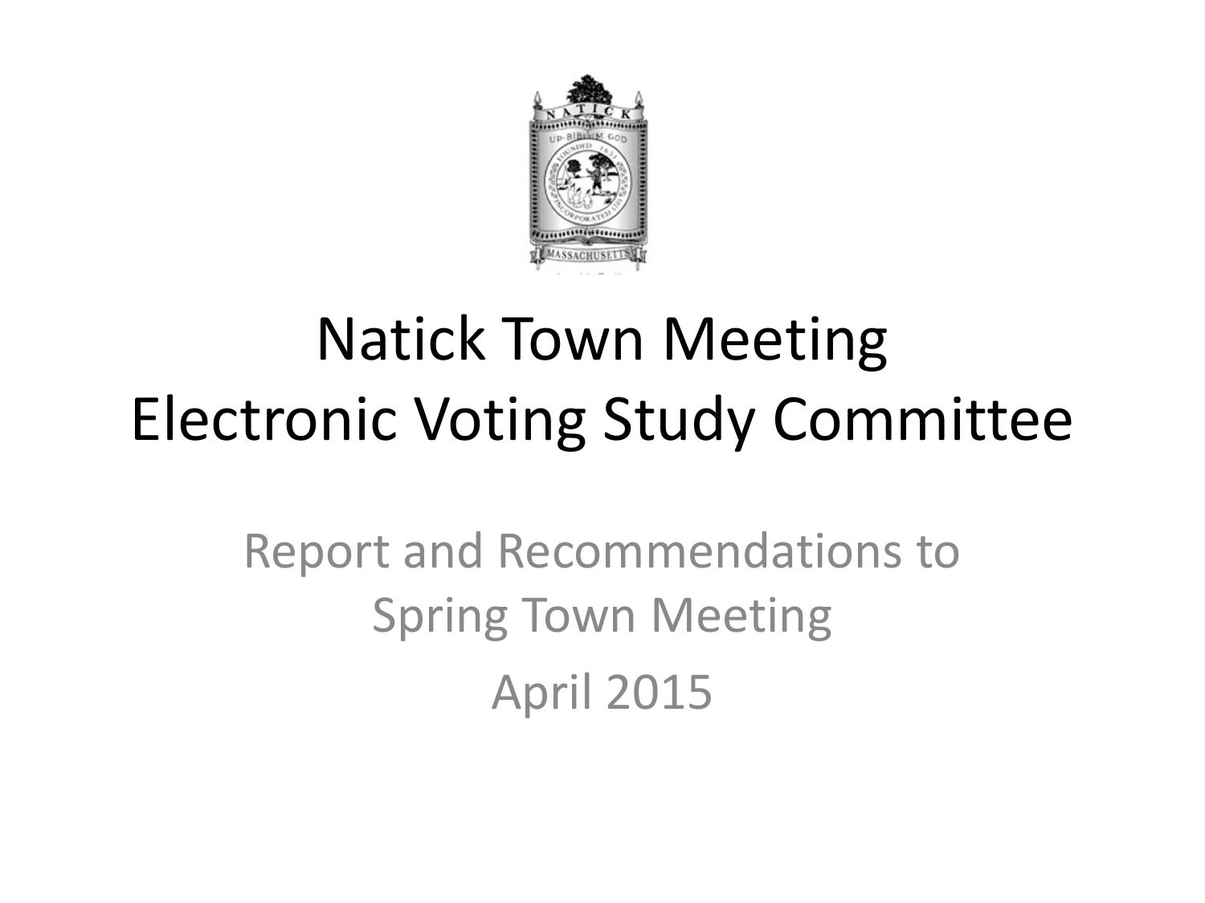# Natick Town Meeting Electronic Voting Study Committee

Report and Recommendations to Spring Town Meeting

April 2015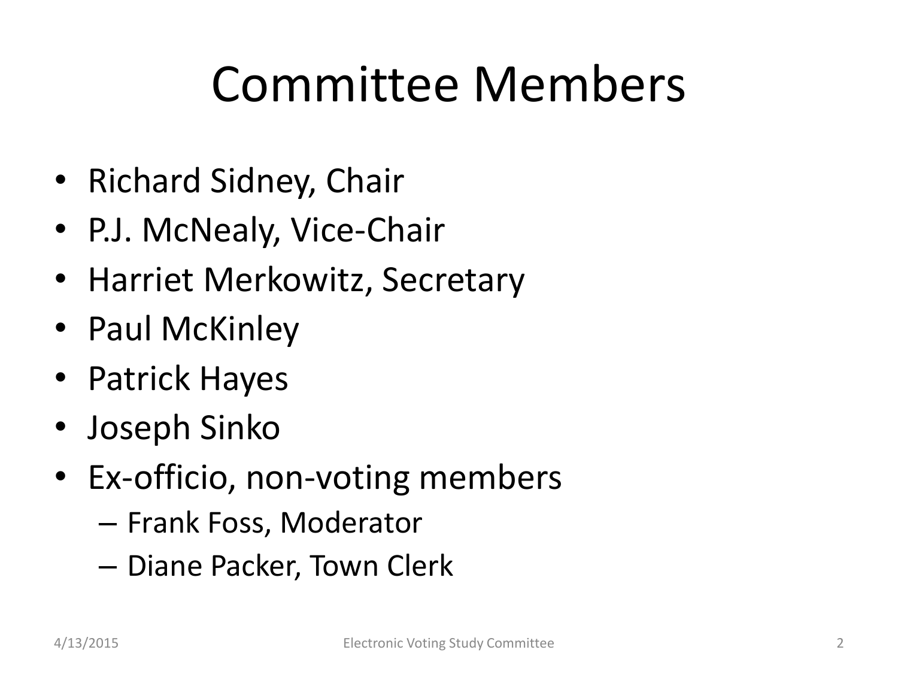# Committee Members

- Richard Sidney, Chair
- P.J. McNealy, Vice-Chair
- Harriet Merkowitz, Secretary
- Paul McKinley
- Patrick Hayes
- Joseph Sinko
- Ex-officio, non-voting members
  - Frank Foss, Moderator
  - Diane Packer, Town Clerk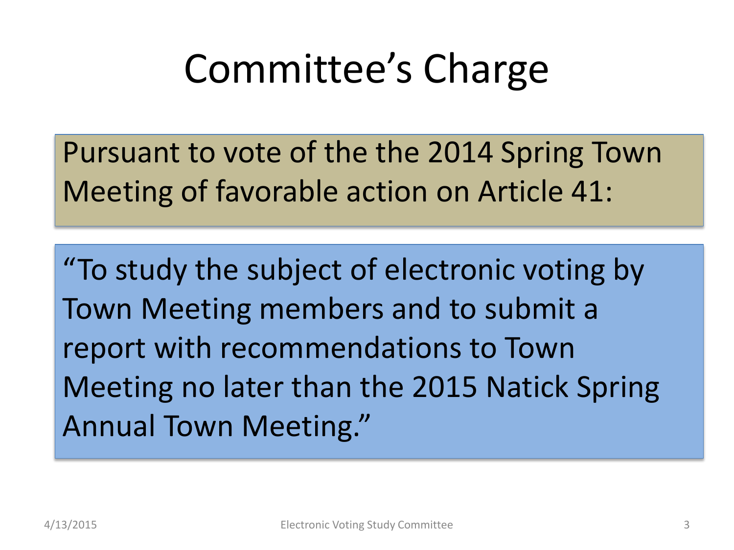# Committee's Charge

Pursuant to vote of the the 2014 Spring Town Meeting of favorable action on Article 41:

"To study the subject of electronic voting by Town Meeting members and to submit a report with recommendations to Town Meeting no later than the 2015 Natick Spring Annual Town Meeting."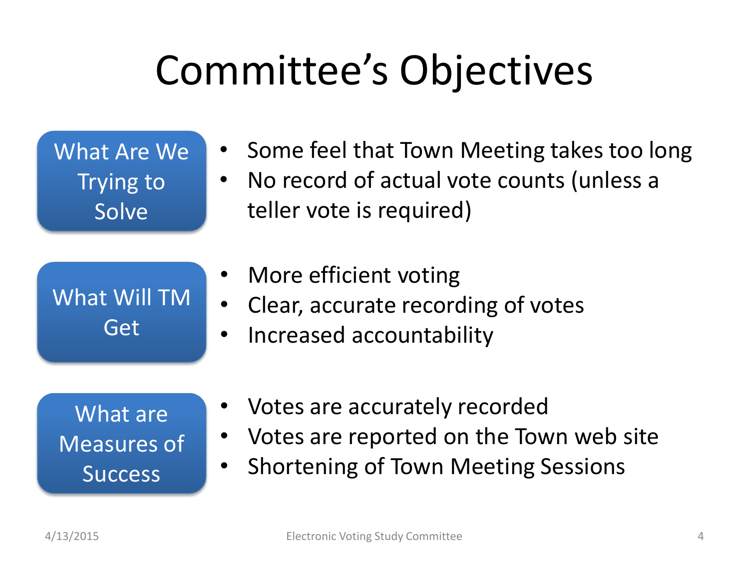# Committee's Objectives

**What Are We Trying to Solve**

- Some feel that Town Meeting takes too long
- No record of actual vote counts (unless a teller vote is required)

**What Will TM Get**

- More efficient voting
- Clear, accurate recording of votes
- Increased accountability

**What are Measures of Success**

- Votes are accurately recorded
- Votes are reported on the Town web site
- Shortening of Town Meeting Sessions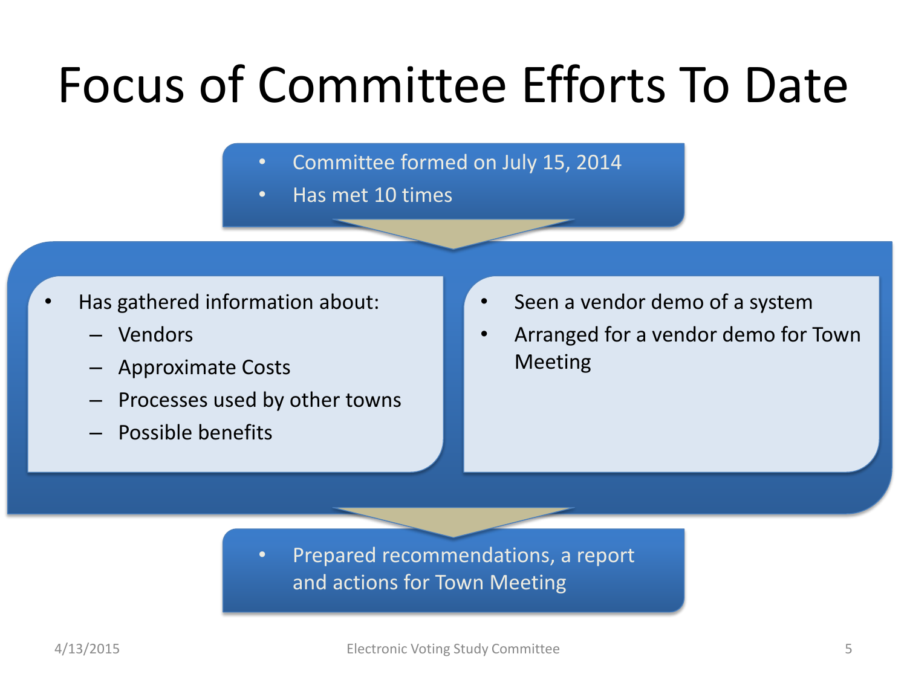# Focus of Committee Efforts To Date

- Committee formed on July 15, 2014
- Has met 10 times

- Has gathered information about:
  - Vendors
  - Approximate Costs
  - Processes used by other towns
  - Possible benefits

- Seen a vendor demo of a system
- Arranged for a vendor demo for Town Meeting

- Prepared recommendations, a report and actions for Town Meeting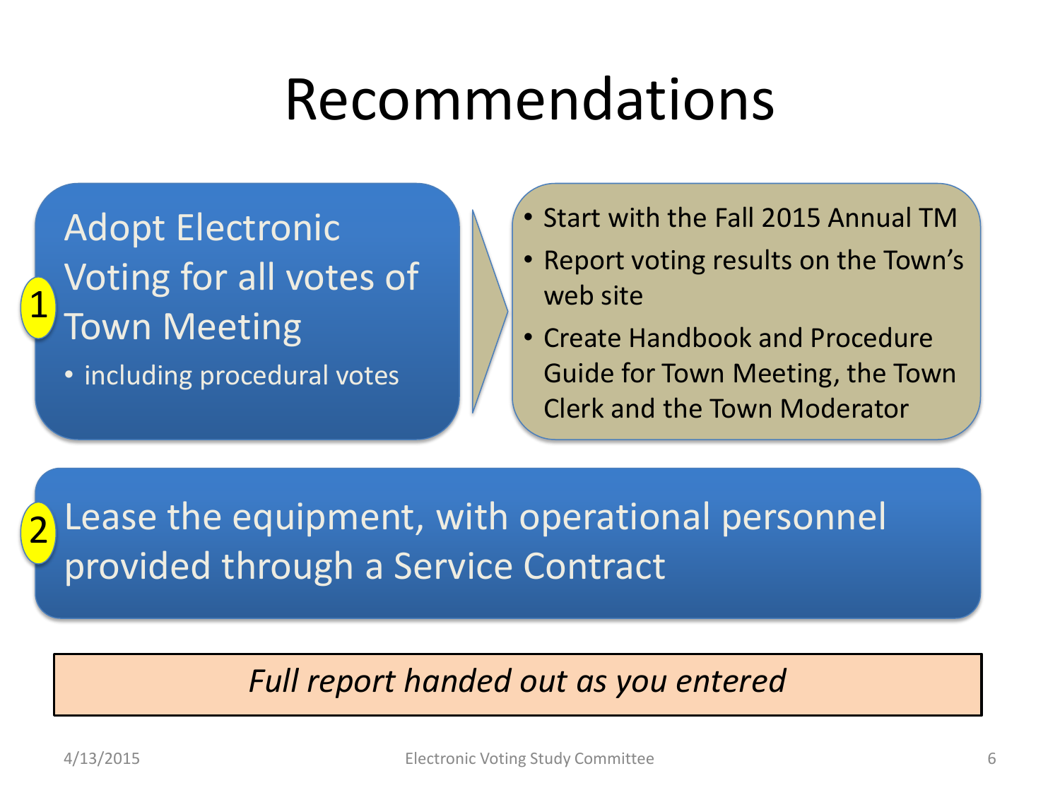# Recommendations

1. Adopt Electronic Voting for all votes of Town Meeting
   - including procedural votes

- Start with the Fall 2015 Annual TM
- Report voting results on the Town's web site
- Create Handbook and Procedure Guide for Town Meeting, the Town Clerk and the Town Moderator

2. Lease the equipment, with operational personnel provided through a Service Contract

*Full report handed out as you entered*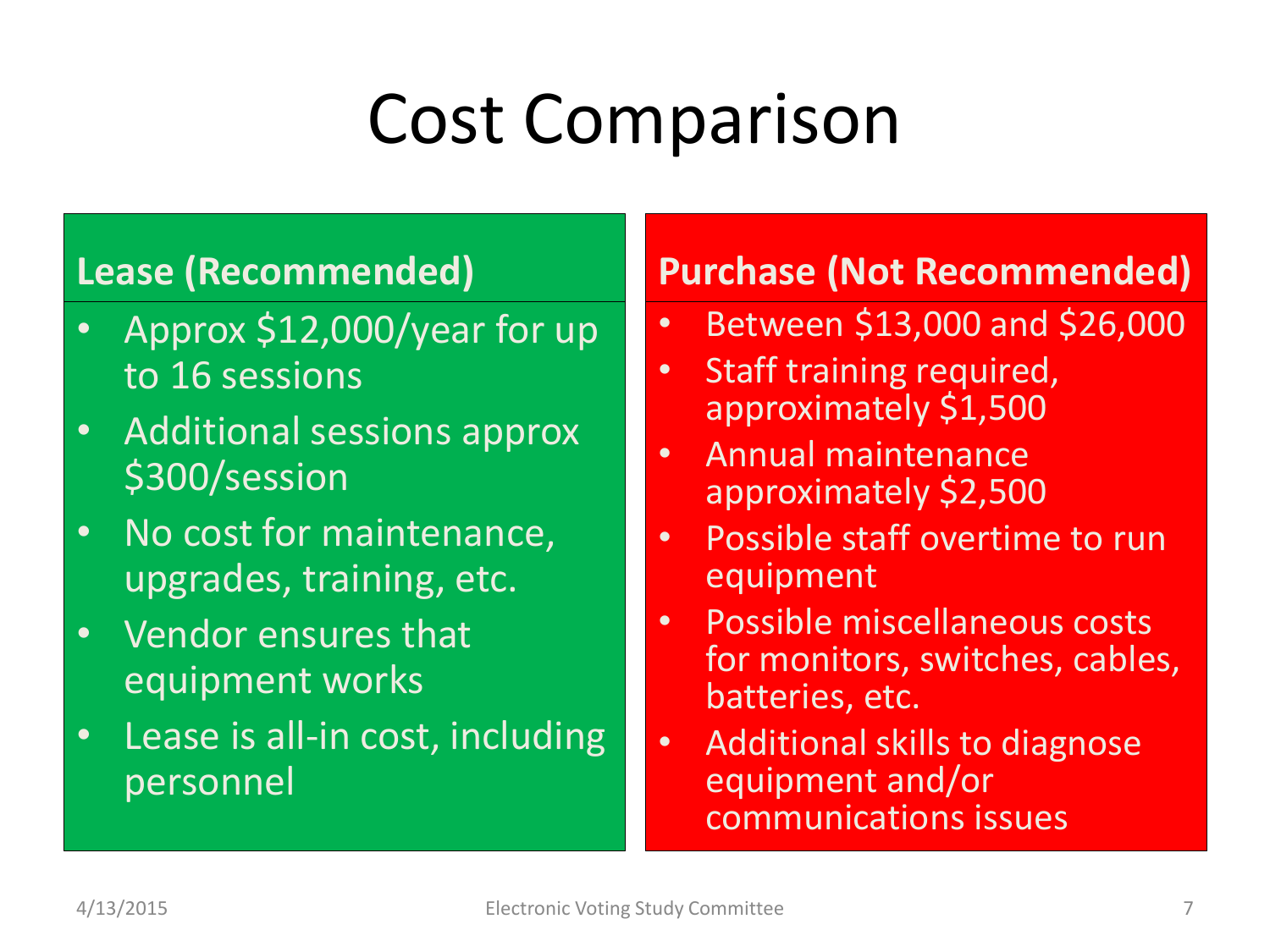# Cost Comparison

## Lease (Recommended)

- Approx $12,000/year for up to 16 sessions
- Additional sessions approx $300/session
- No cost for maintenance, upgrades, training, etc.
- Vendor ensures that equipment works
- Lease is all-in cost, including personnel

## Purchase (Not Recommended)

- Between $13,000 and $26,000
- Staff training required, approximately $1,500
- Annual maintenance approximately $2,500
- Possible staff overtime to run equipment
- Possible miscellaneous costs for monitors, switches, cables, batteries, etc.
- Additional skills to diagnose equipment and/or communications issues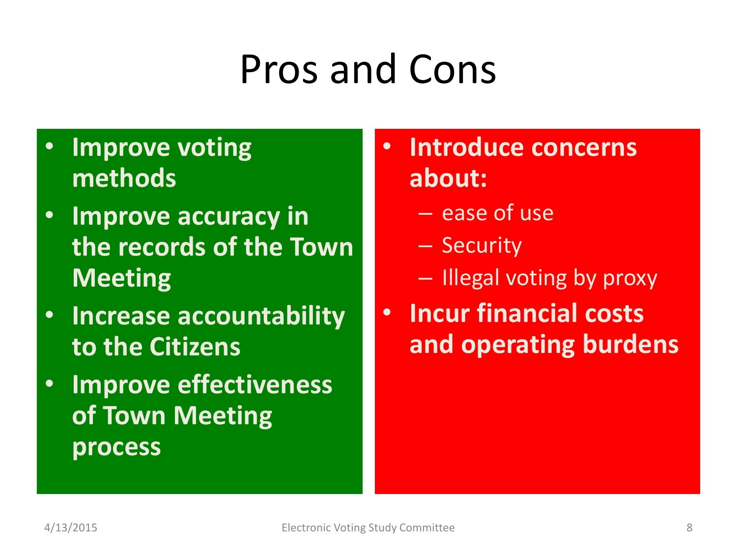# Pros and Cons

- **Improve voting methods**
- **Improve accuracy in the records of the Town Meeting**
- **Increase accountability to the Citizens**
- **Improve effectiveness of Town Meeting process**

- **Introduce concerns about:**
  - ease of use
  - Security
  - Illegal voting by proxy
- **Incur financial costs and operating burdens**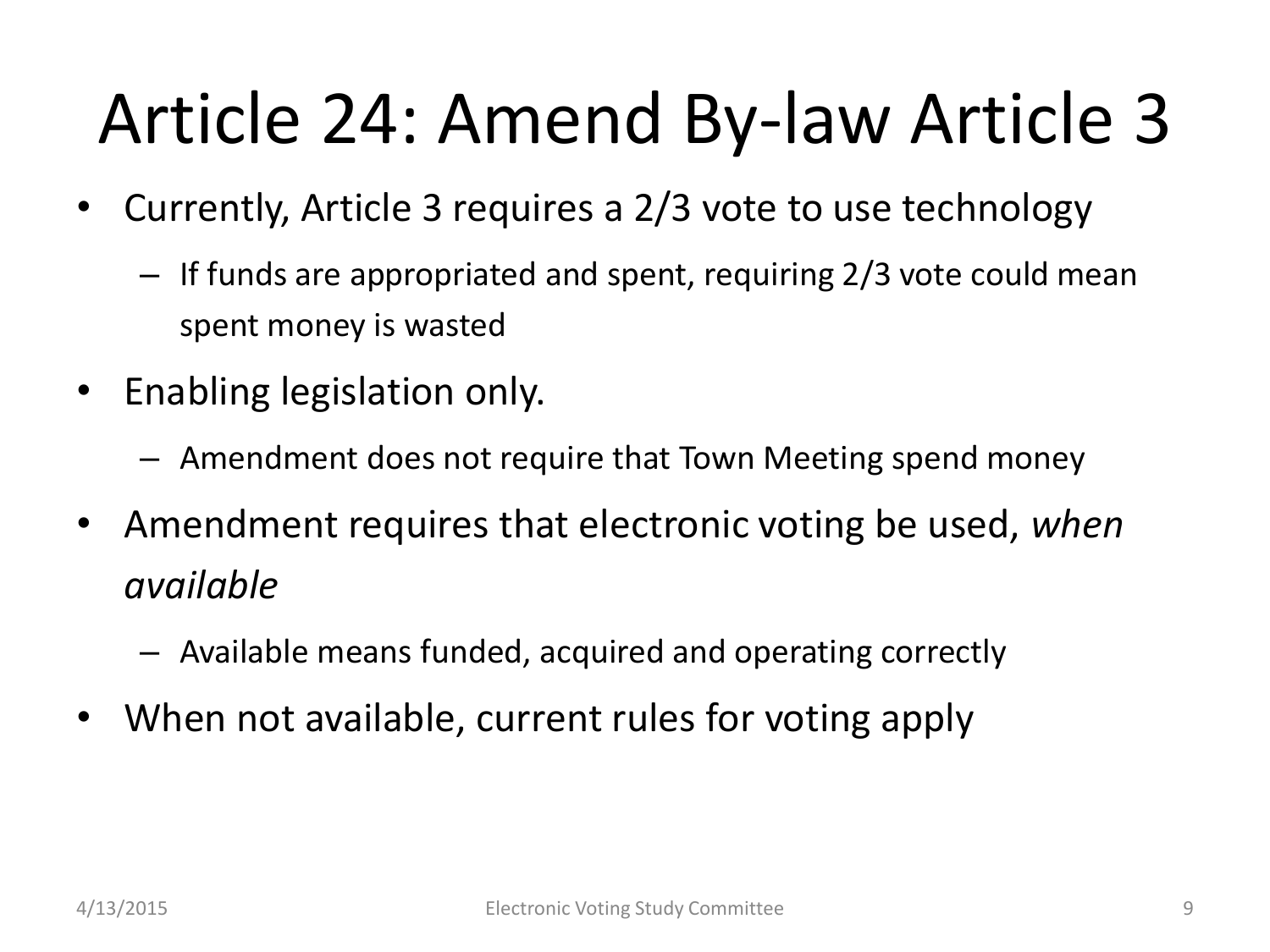# Article 24: Amend By-law Article 3

- Currently, Article 3 requires a 2/3 vote to use technology
  - If funds are appropriated and spent, requiring 2/3 vote could mean spent money is wasted
- Enabling legislation only.
  - Amendment does not require that Town Meeting spend money
- Amendment requires that electronic voting be used, *when available*
  - Available means funded, acquired and operating correctly
- When not available, current rules for voting apply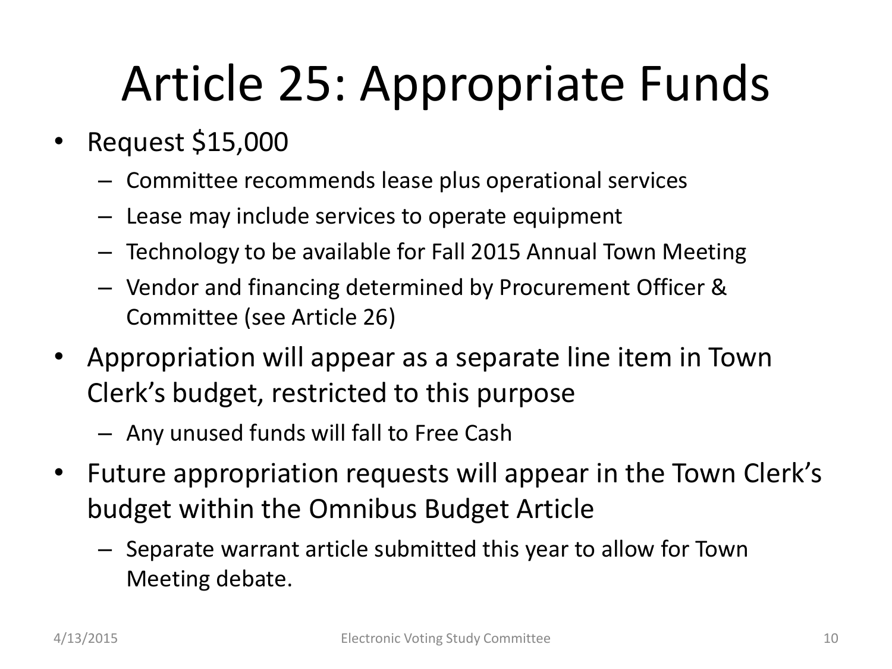# Article 25: Appropriate Funds

- Request $15,000
  - Committee recommends lease plus operational services
  - Lease may include services to operate equipment
  - Technology to be available for Fall 2015 Annual Town Meeting
  - Vendor and financing determined by Procurement Officer & Committee (see Article 26)
- Appropriation will appear as a separate line item in Town Clerk's budget, restricted to this purpose
  - Any unused funds will fall to Free Cash
- Future appropriation requests will appear in the Town Clerk's budget within the Omnibus Budget Article
  - Separate warrant article submitted this year to allow for Town Meeting debate.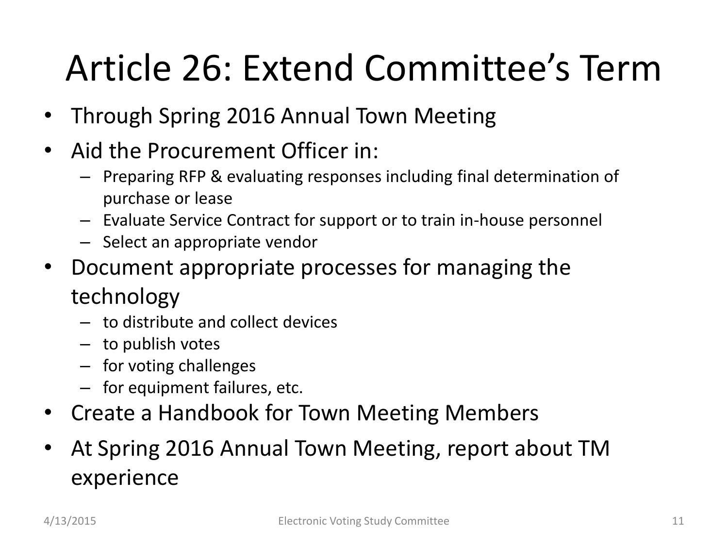# Article 26: Extend Committee's Term

- Through Spring 2016 Annual Town Meeting
- Aid the Procurement Officer in:
  - Preparing RFP & evaluating responses including final determination of purchase or lease
  - Evaluate Service Contract for support or to train in-house personnel
  - Select an appropriate vendor
- Document appropriate processes for managing the technology
  - to distribute and collect devices
  - to publish votes
  - for voting challenges
  - for equipment failures, etc.
- Create a Handbook for Town Meeting Members
- At Spring 2016 Annual Town Meeting, report about TM experience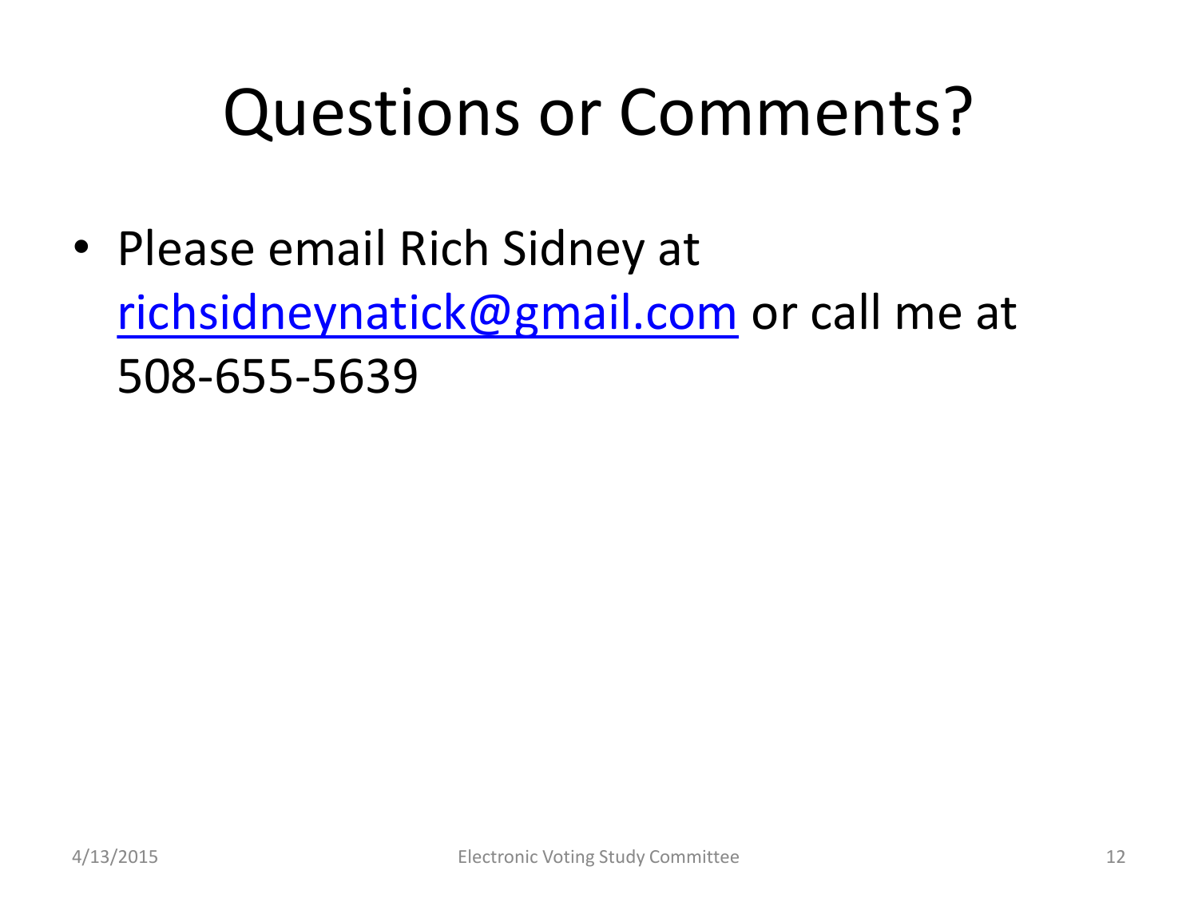# Questions or Comments?

- Please email Rich Sidney at [richsidneynatick@gmail.com](mailto:richsidneynatick@gmail.com) or call me at 508-655-5639